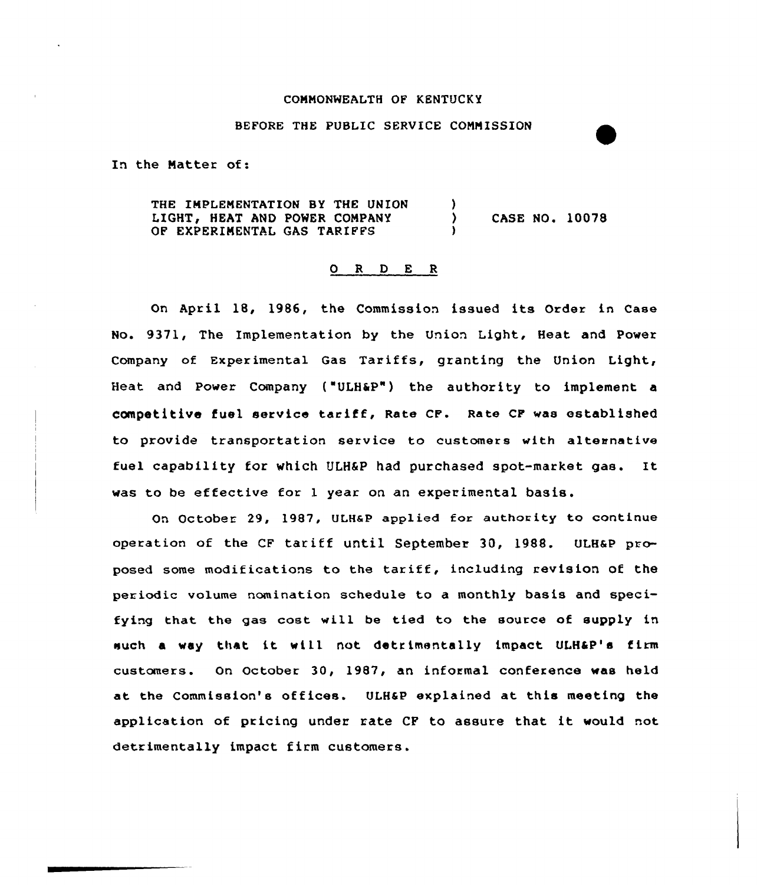COMMONWEALTH OF KENTUCKY

BEFORE THE PUBLIC SERVICE COMMISSION

In the Matter of:

| | | |
|---|---|---|
| THE IMPLEMENTATION BY THE UNION LIGHT, HEAT AND POWER COMPANY OF EXPERIMENTAL GAS TARIFFS | ) ) ) | CASE NO. 10078 |

## O R D E R

On April 18, 1986, the Commission issued its Order in Case No. 9371, The Implementation by the Union Light, Heat and Power Company of Experimental Gas Tariffs, granting the Union Light, Heat and Power Company ("ULH&P") the authority to implement a competitive fuel service tariff, Rate CF. Rate CF was established to provide transportation service to customers with alternative fuel capability for which ULH&P had purchased spot-market gas. It was to be effective for 1 year on an experimental basis.

On October 29, 1987, ULH&P applied for authority to continue operation of the CF tariff until September 30, 1988. ULH&P proposed some modifications to the tariff, including revision of the periodic volume nomination schedule to a monthly basis and specifying that the gas cost will be tied to the source of supply in such a way that it will not detrimentally impact ULH&P's firm customers. On October 30, 1987, an informal conference was held at the Commission's offices. ULH&P explained at this meeting the application of pricing under rate CF to assure that it would not detrimentally impact firm customers.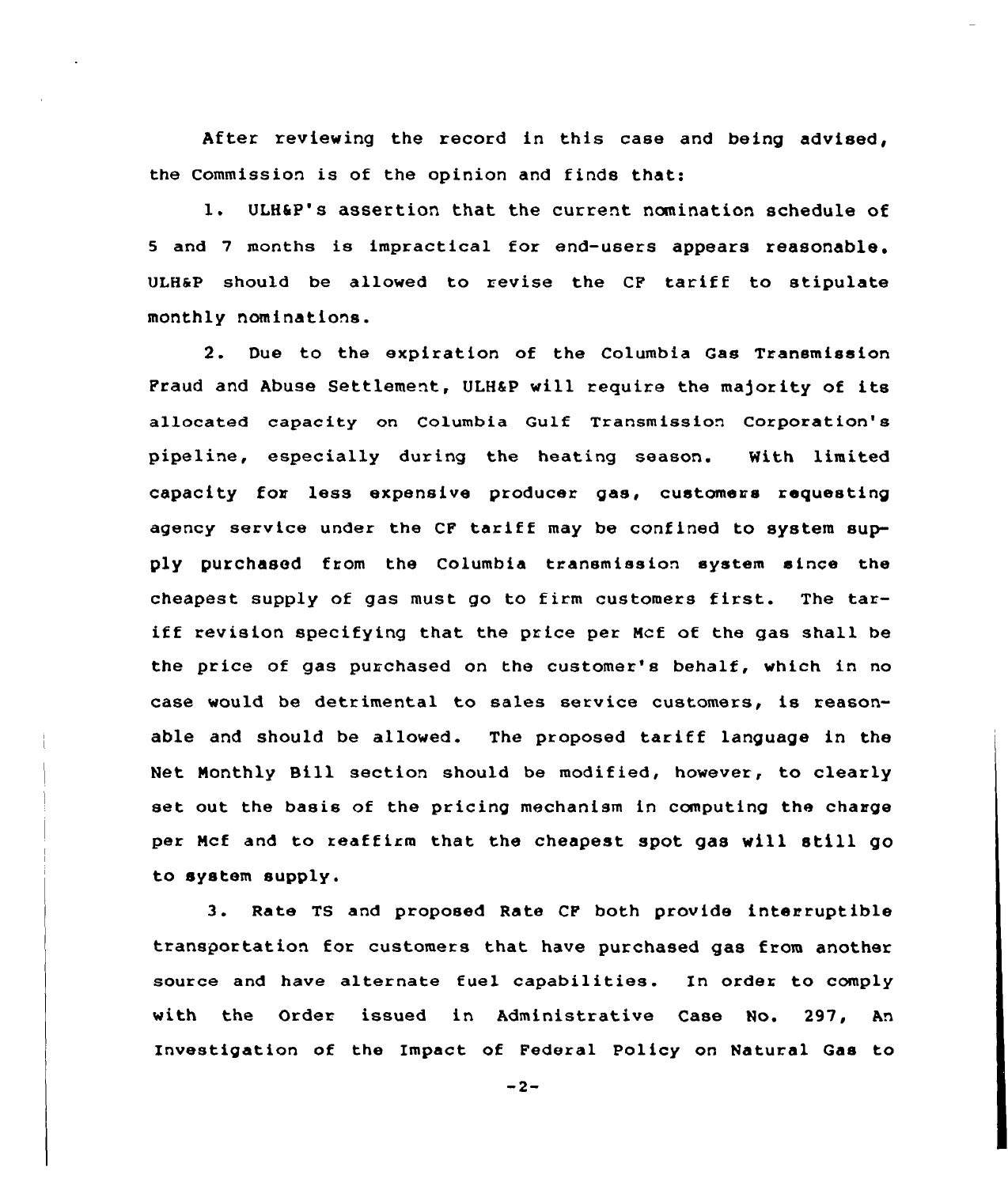After reviewing the record in this case and being advised, the Commission is of the opinion and finds that:

1. ULH&P's assertion that the current nomination schedule of 5 and 7 months is impractical for end-users appears reasonable. ULH&P should be allowed to revise the CF tariff to stipulate monthly nominations.

2. Due to the expiration of the Columbia Gas Transmission Fraud and Abuse Settlement, ULH&P will require the majority of its allocated capacity on Columbia Gulf Transmission Corporation's pipeline, especially during the heating season. With limited capacity for less expensive producer gas, customers requesting agency service under the CF tariff may be confined to system supply purchased from the Columbia transmission system since the cheapest supply of gas must go to firm customers first. The tariff revision specifying that the price per Mcf of the gas shall be the price of gas purchased on the customer's behalf, which in no case would be detrimental to sales service customers, is reasonable and should be allowed. The proposed tariff language in the Net Monthly Bill section should be modified, however, to clearly set out the basis of the pricing mechanism in computing the charge per Mcf and to reaffirm that the cheapest spot gas will still go to system supply.

3. Rate TS and proposed Rate CF both provide interruptible transportation for customers that have purchased gas from another source and have alternate fuel capabilities. In order to comply with the Order issued in Administrative Case No. 297, An Investigation of the Impact of Federal Policy on Natural Gas to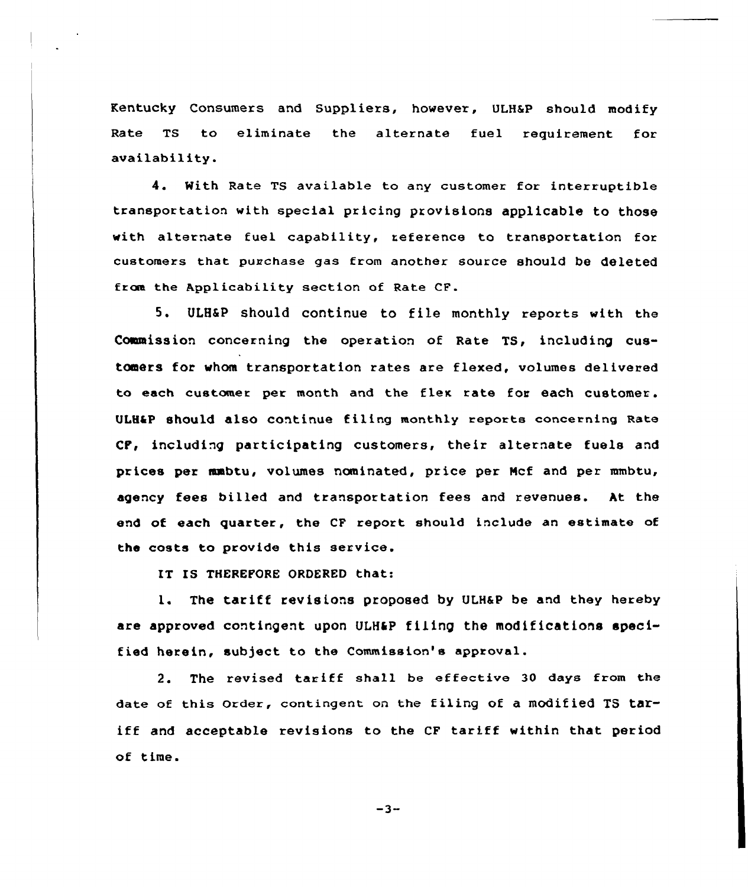Kentucky Consumers and Suppliers, however, ULH&P should modify Rate TS to eliminate the alternate fuel requirement for availability.

4. With Rate TS available to any customer for interruptible transportation with special pricing provisions applicable to those with alternate fuel capability, reference to transportation for customers that purchase gas from another source should be deleted from the Applicability section of Rate CF.

5. ULH&P should continue to file monthly reports with the Commission concerning the operation of Rate TS, including customers for whom transportation rates are flexed, volumes delivered to each customer per month and the flex rate for each customer. ULH&P should also continue filing monthly reports concerning Rate CF, including participating customers, their alternate fuels and prices per mmbtu, volumes nominated, price per Mcf and per mmbtu, agency fees billed and transportation fees and revenues. At the end of each quarter, the CF report should include an estimate of the costs to provide this service.

IT IS THEREFORE ORDERED that:

1. The tariff revisions proposed by ULH&P be and they hereby are approved contingent upon ULH&P filing the modifications specified herein, subject to the Commission's approval.

2. The revised tariff shall be effective 30 days from the date of this Order, contingent on the filing of a modified TS tariff and acceptable revisions to the CF tariff within that period of time.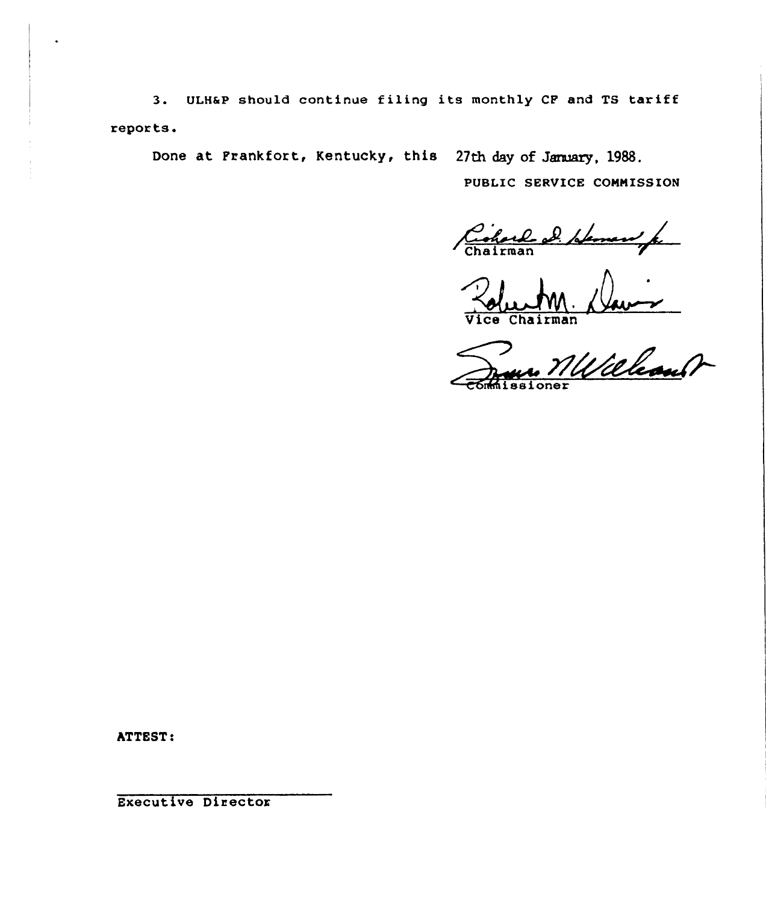3. ULH&P should continue filing its monthly CF and TS tariff reports.

Done at Frankfort, Kentucky, this 27th day of January, 1988.

PUBLIC SERVICE COMMISSION

Chairman

Vice Chairman

Commissioner

ATTEST:

Executive Director